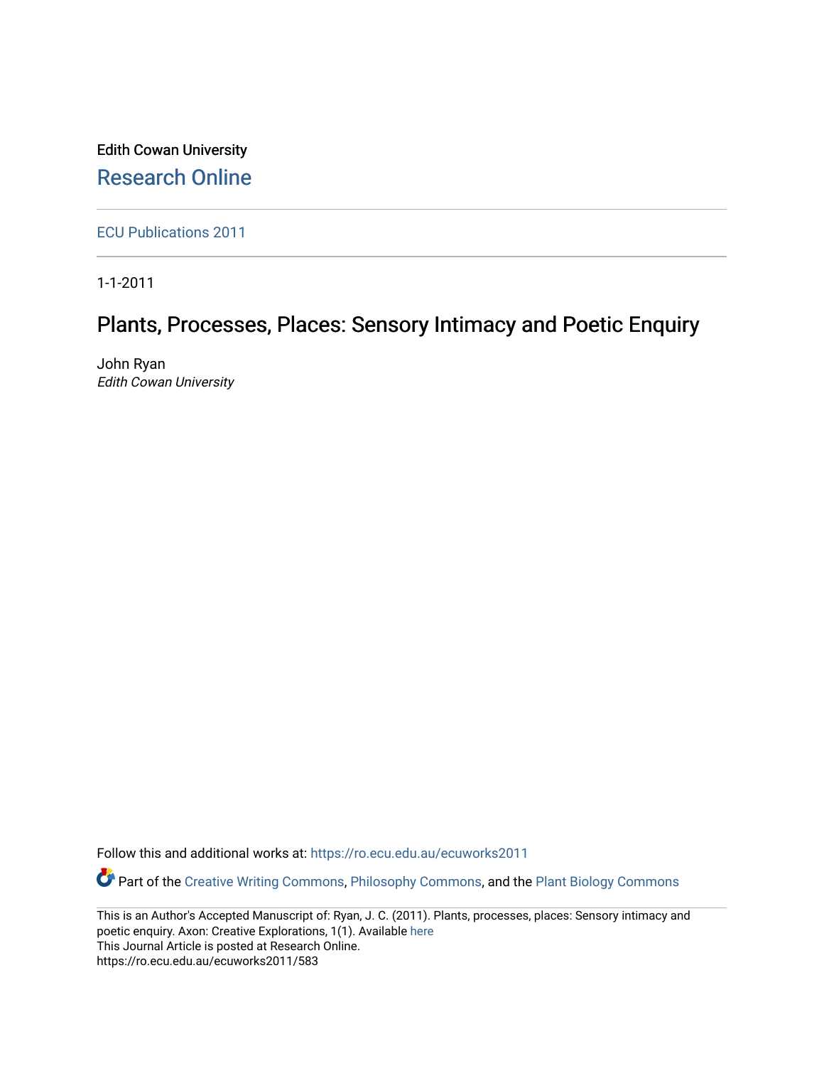Edith Cowan University

Research Online

ECU Publications 2011

1-1-2011

# Plants, Processes, Places: Sensory Intimacy and Poetic Enquiry

John Ryan
*Edith Cowan University*

Follow this and additional works at: https://ro.ecu.edu.au/ecuworks2011

Part of the Creative Writing Commons, Philosophy Commons, and the Plant Biology Commons

This is an Author's Accepted Manuscript of: Ryan, J. C. (2011). Plants, processes, places: Sensory intimacy and poetic enquiry. Axon: Creative Explorations, 1(1). Available here
This Journal Article is posted at Research Online.
https://ro.ecu.edu.au/ecuworks2011/583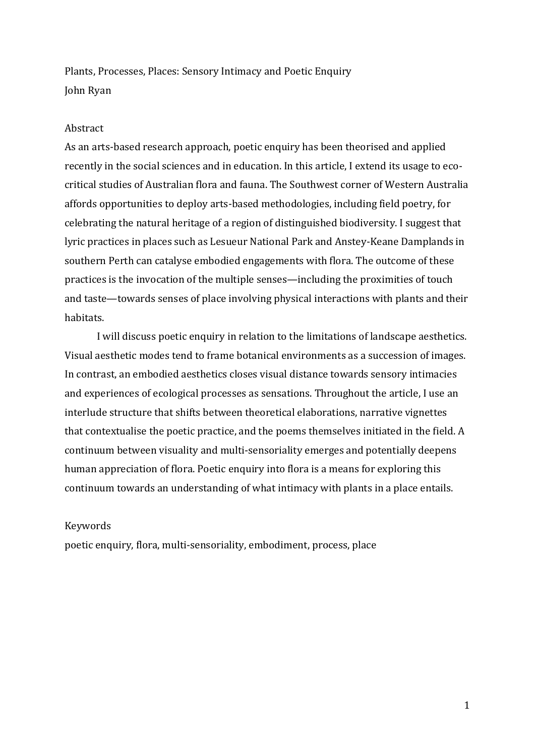# Plants, Processes, Places: Sensory Intimacy and Poetic Enquiry

John Ryan

## Abstract

As an arts-based research approach, poetic enquiry has been theorised and applied recently in the social sciences and in education. In this article, I extend its usage to eco-critical studies of Australian flora and fauna. The Southwest corner of Western Australia affords opportunities to deploy arts-based methodologies, including field poetry, for celebrating the natural heritage of a region of distinguished biodiversity. I suggest that lyric practices in places such as Lesueur National Park and Anstey-Keane Damplands in southern Perth can catalyse embodied engagements with flora. The outcome of these practices is the invocation of the multiple senses—including the proximities of touch and taste—towards senses of place involving physical interactions with plants and their habitats.

I will discuss poetic enquiry in relation to the limitations of landscape aesthetics. Visual aesthetic modes tend to frame botanical environments as a succession of images. In contrast, an embodied aesthetics closes visual distance towards sensory intimacies and experiences of ecological processes as sensations. Throughout the article, I use an interlude structure that shifts between theoretical elaborations, narrative vignettes that contextualise the poetic practice, and the poems themselves initiated in the field. A continuum between visuality and multi-sensoriality emerges and potentially deepens human appreciation of flora. Poetic enquiry into flora is a means for exploring this continuum towards an understanding of what intimacy with plants in a place entails.

## Keywords

poetic enquiry, flora, multi-sensoriality, embodiment, process, place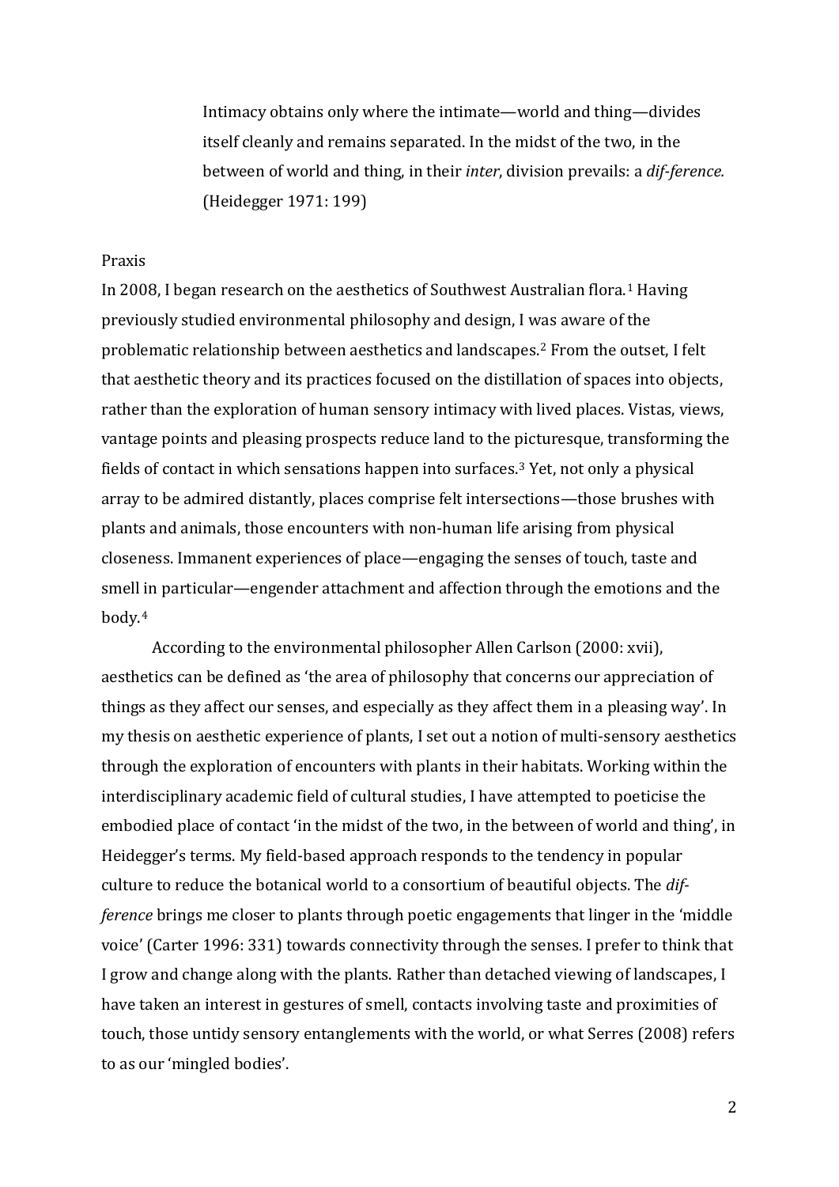> Intimacy obtains only where the intimate—world and thing—divides itself cleanly and remains separated. In the midst of the two, in the between of world and thing, in their *inter*, division prevails: a *dif-ference.* (Heidegger 1971: 199)

## Praxis

In 2008, I began research on the aesthetics of Southwest Australian flora.[1] Having previously studied environmental philosophy and design, I was aware of the problematic relationship between aesthetics and landscapes.[2] From the outset, I felt that aesthetic theory and its practices focused on the distillation of spaces into objects, rather than the exploration of human sensory intimacy with lived places. Vistas, views, vantage points and pleasing prospects reduce land to the picturesque, transforming the fields of contact in which sensations happen into surfaces.[3] Yet, not only a physical array to be admired distantly, places comprise felt intersections—those brushes with plants and animals, those encounters with non-human life arising from physical closeness. Immanent experiences of place—engaging the senses of touch, taste and smell in particular—engender attachment and affection through the emotions and the body.[4]

According to the environmental philosopher Allen Carlson (2000: xvii), aesthetics can be defined as 'the area of philosophy that concerns our appreciation of things as they affect our senses, and especially as they affect them in a pleasing way'. In my thesis on aesthetic experience of plants, I set out a notion of multi-sensory aesthetics through the exploration of encounters with plants in their habitats. Working within the interdisciplinary academic field of cultural studies, I have attempted to poeticise the embodied place of contact 'in the midst of the two, in the between of world and thing', in Heidegger's terms. My field-based approach responds to the tendency in popular culture to reduce the botanical world to a consortium of beautiful objects. The *dif-ference* brings me closer to plants through poetic engagements that linger in the 'middle voice' (Carter 1996: 331) towards connectivity through the senses. I prefer to think that I grow and change along with the plants. Rather than detached viewing of landscapes, I have taken an interest in gestures of smell, contacts involving taste and proximities of touch, those untidy sensory entanglements with the world, or what Serres (2008) refers to as our 'mingled bodies'.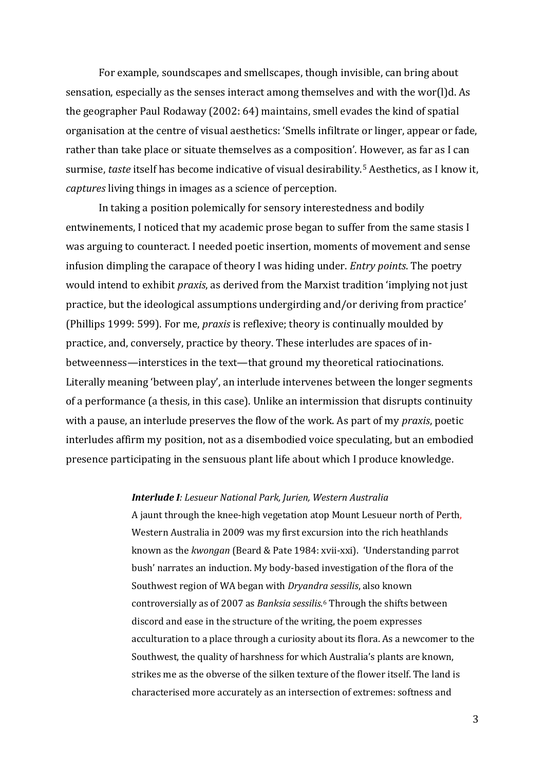For example, soundscapes and smellscapes, though invisible, can bring about sensation, especially as the senses interact among themselves and with the wor(l)d. As the geographer Paul Rodaway (2002: 64) maintains, smell evades the kind of spatial organisation at the centre of visual aesthetics: 'Smells infiltrate or linger, appear or fade, rather than take place or situate themselves as a composition'. However, as far as I can surmise, *taste* itself has become indicative of visual desirability.[5] Aesthetics, as I know it, *captures* living things in images as a science of perception.

In taking a position polemically for sensory interestedness and bodily entwinements, I noticed that my academic prose began to suffer from the same stasis I was arguing to counteract. I needed poetic insertion, moments of movement and sense infusion dimpling the carapace of theory I was hiding under. *Entry points*. The poetry would intend to exhibit *praxis*, as derived from the Marxist tradition 'implying not just practice, but the ideological assumptions undergirding and/or deriving from practice' (Phillips 1999: 599). For me, *praxis* is reflexive; theory is continually moulded by practice, and, conversely, practice by theory. These interludes are spaces of in-betweenness—interstices in the text—that ground my theoretical ratiocinations. Literally meaning 'between play', an interlude intervenes between the longer segments of a performance (a thesis, in this case). Unlike an intermission that disrupts continuity with a pause, an interlude preserves the flow of the work. As part of my *praxis*, poetic interludes affirm my position, not as a disembodied voice speculating, but an embodied presence participating in the sensuous plant life about which I produce knowledge.

> ***Interlude I****: Lesueur National Park, Jurien, Western Australia*
>
> A jaunt through the knee-high vegetation atop Mount Lesueur north of Perth, Western Australia in 2009 was my first excursion into the rich heathlands known as the *kwongan* (Beard & Pate 1984: xvii-xxi). 'Understanding parrot bush' narrates an induction. My body-based investigation of the flora of the Southwest region of WA began with *Dryandra sessilis*, also known controversially as of 2007 as *Banksia sessilis*.[6] Through the shifts between discord and ease in the structure of the writing, the poem expresses acculturation to a place through a curiosity about its flora. As a newcomer to the Southwest, the quality of harshness for which Australia's plants are known, strikes me as the obverse of the silken texture of the flower itself. The land is characterised more accurately as an intersection of extremes: softness and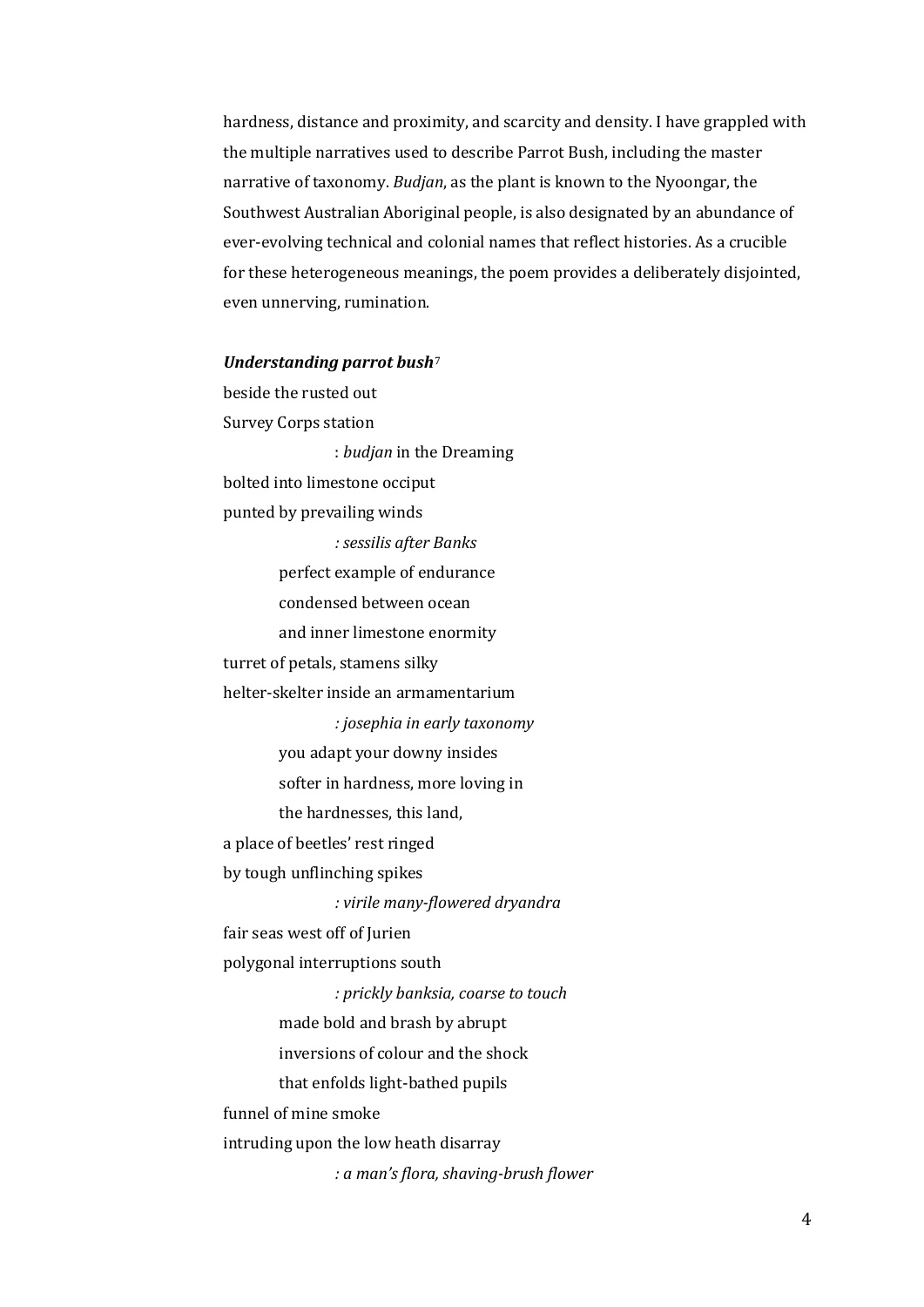hardness, distance and proximity, and scarcity and density. I have grappled with the multiple narratives used to describe Parrot Bush, including the master narrative of taxonomy. *Budjan*, as the plant is known to the Nyoongar, the Southwest Australian Aboriginal people, is also designated by an abundance of ever-evolving technical and colonial names that reflect histories. As a crucible for these heterogeneous meanings, the poem provides a deliberately disjointed, even unnerving, rumination.

***Understanding parrot bush***[7]

beside the rusted out
Survey Corps station

                    : *budjan* in the Dreaming

bolted into limestone occiput
punted by prevailing winds

                    *: sessilis after Banks*

          perfect example of endurance
          condensed between ocean
          and inner limestone enormity

turret of petals, stamens silky
helter-skelter inside an armamentarium

                    *: josephia in early taxonomy*

          you adapt your downy insides
          softer in hardness, more loving in
          the hardnesses, this land,

a place of beetles' rest ringed
by tough unflinching spikes

                    *: virile many-flowered dryandra*

fair seas west off of Jurien
polygonal interruptions south

                    *: prickly banksia, coarse to touch*

          made bold and brash by abrupt
          inversions of colour and the shock
          that enfolds light-bathed pupils

funnel of mine smoke
intruding upon the low heath disarray

                    *: a man's flora, shaving-brush flower*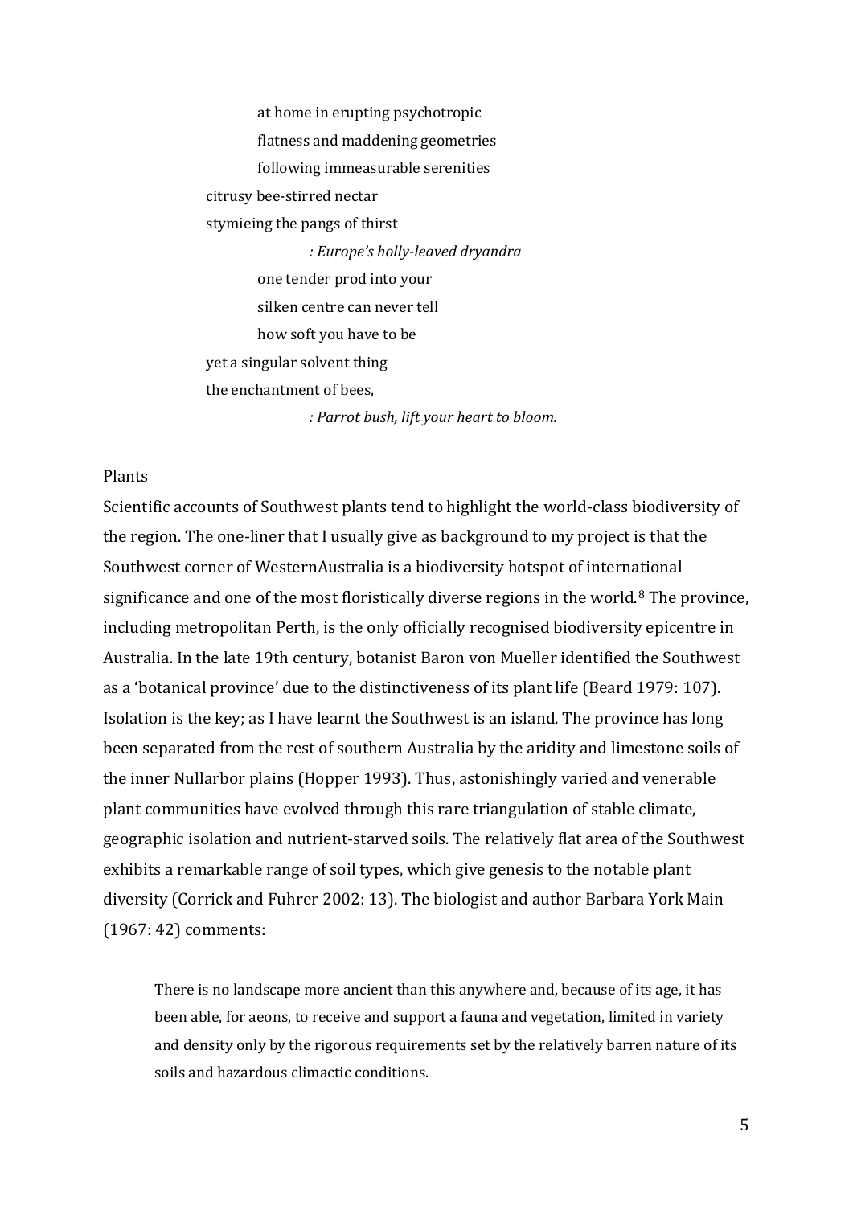at home in erupting psychotropic
flatness and maddening geometries
following immeasurable serenities
citrusy bee-stirred nectar
stymieing the pangs of thirst
*: Europe's holly-leaved dryandra*
one tender prod into your
silken centre can never tell
how soft you have to be
yet a singular solvent thing
the enchantment of bees,
*: Parrot bush, lift your heart to bloom.*

## Plants

Scientific accounts of Southwest plants tend to highlight the world-class biodiversity of the region. The one-liner that I usually give as background to my project is that the Southwest corner of WesternAustralia is a biodiversity hotspot of international significance and one of the most floristically diverse regions in the world.[8] The province, including metropolitan Perth, is the only officially recognised biodiversity epicentre in Australia. In the late 19th century, botanist Baron von Mueller identified the Southwest as a 'botanical province' due to the distinctiveness of its plant life (Beard 1979: 107). Isolation is the key; as I have learnt the Southwest is an island. The province has long been separated from the rest of southern Australia by the aridity and limestone soils of the inner Nullarbor plains (Hopper 1993). Thus, astonishingly varied and venerable plant communities have evolved through this rare triangulation of stable climate, geographic isolation and nutrient-starved soils. The relatively flat area of the Southwest exhibits a remarkable range of soil types, which give genesis to the notable plant diversity (Corrick and Fuhrer 2002: 13). The biologist and author Barbara York Main (1967: 42) comments:

> There is no landscape more ancient than this anywhere and, because of its age, it has been able, for aeons, to receive and support a fauna and vegetation, limited in variety and density only by the rigorous requirements set by the relatively barren nature of its soils and hazardous climactic conditions.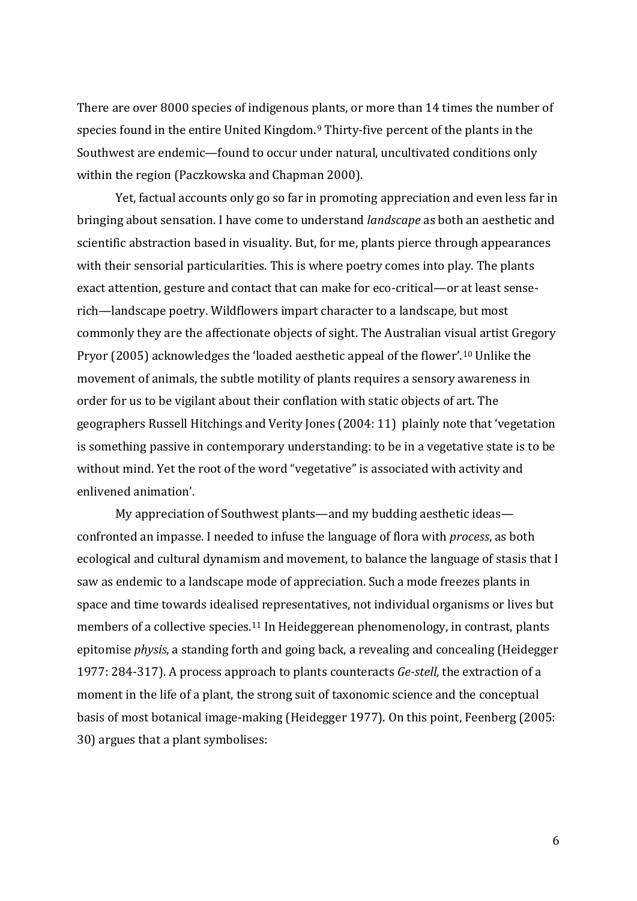There are over 8000 species of indigenous plants, or more than 14 times the number of species found in the entire United Kingdom.[9] Thirty-five percent of the plants in the Southwest are endemic—found to occur under natural, uncultivated conditions only within the region (Paczkowska and Chapman 2000).

Yet, factual accounts only go so far in promoting appreciation and even less far in bringing about sensation. I have come to understand *landscape* as both an aesthetic and scientific abstraction based in visuality. But, for me, plants pierce through appearances with their sensorial particularities. This is where poetry comes into play. The plants exact attention, gesture and contact that can make for eco-critical—or at least sense-rich—landscape poetry. Wildflowers impart character to a landscape, but most commonly they are the affectionate objects of sight. The Australian visual artist Gregory Pryor (2005) acknowledges the 'loaded aesthetic appeal of the flower'.[10] Unlike the movement of animals, the subtle motility of plants requires a sensory awareness in order for us to be vigilant about their conflation with static objects of art. The geographers Russell Hitchings and Verity Jones (2004: 11) plainly note that 'vegetation is something passive in contemporary understanding: to be in a vegetative state is to be without mind. Yet the root of the word "vegetative" is associated with activity and enlivened animation'.

My appreciation of Southwest plants—and my budding aesthetic ideas—confronted an impasse. I needed to infuse the language of flora with *process*, as both ecological and cultural dynamism and movement, to balance the language of stasis that I saw as endemic to a landscape mode of appreciation. Such a mode freezes plants in space and time towards idealised representatives, not individual organisms or lives but members of a collective species.[11] In Heideggerean phenomenology, in contrast, plants epitomise *physis*, a standing forth and going back, a revealing and concealing (Heidegger 1977: 284-317). A process approach to plants counteracts *Ge-stell*, the extraction of a moment in the life of a plant, the strong suit of taxonomic science and the conceptual basis of most botanical image-making (Heidegger 1977). On this point, Feenberg (2005: 30) argues that a plant symbolises: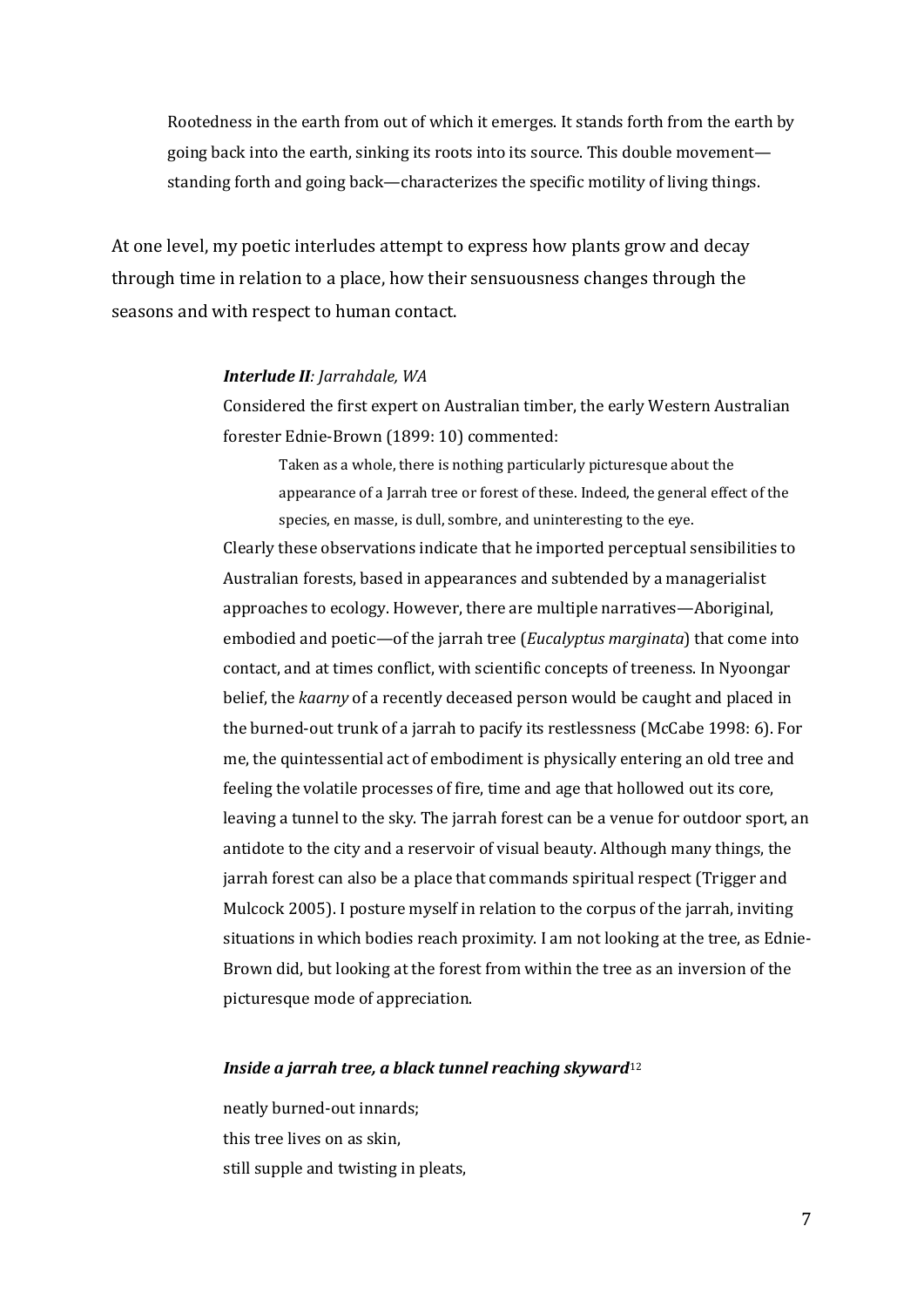> Rootedness in the earth from out of which it emerges. It stands forth from the earth by going back into the earth, sinking its roots into its source. This double movement—standing forth and going back—characterizes the specific motility of living things.

At one level, my poetic interludes attempt to express how plants grow and decay through time in relation to a place, how their sensuousness changes through the seasons and with respect to human contact.

***Interlude II**: Jarrahdale, WA*

Considered the first expert on Australian timber, the early Western Australian forester Ednie-Brown (1899: 10) commented:

> Taken as a whole, there is nothing particularly picturesque about the appearance of a Jarrah tree or forest of these. Indeed, the general effect of the species, en masse, is dull, sombre, and uninteresting to the eye.

Clearly these observations indicate that he imported perceptual sensibilities to Australian forests, based in appearances and subtended by a managerialist approaches to ecology. However, there are multiple narratives—Aboriginal, embodied and poetic—of the jarrah tree (*Eucalyptus marginata*) that come into contact, and at times conflict, with scientific concepts of treeness. In Nyoongar belief, the *kaarny* of a recently deceased person would be caught and placed in the burned-out trunk of a jarrah to pacify its restlessness (McCabe 1998: 6). For me, the quintessential act of embodiment is physically entering an old tree and feeling the volatile processes of fire, time and age that hollowed out its core, leaving a tunnel to the sky. The jarrah forest can be a venue for outdoor sport, an antidote to the city and a reservoir of visual beauty. Although many things, the jarrah forest can also be a place that commands spiritual respect (Trigger and Mulcock 2005). I posture myself in relation to the corpus of the jarrah, inviting situations in which bodies reach proximity. I am not looking at the tree, as Ednie-Brown did, but looking at the forest from within the tree as an inversion of the picturesque mode of appreciation.

***Inside a jarrah tree, a black tunnel reaching skyward***[12]

neatly burned-out innards;
this tree lives on as skin,
still supple and twisting in pleats,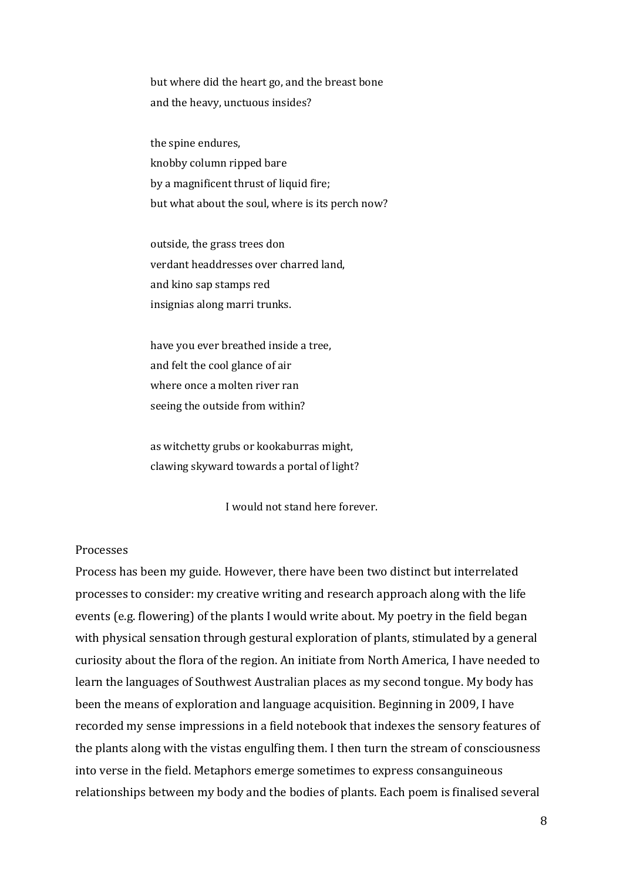but where did the heart go, and the breast bone  
and the heavy, unctuous insides?

the spine endures,  
knobby column ripped bare  
by a magnificent thrust of liquid fire;  
but what about the soul, where is its perch now?

outside, the grass trees don  
verdant headdresses over charred land,  
and kino sap stamps red  
insignias along marri trunks.

have you ever breathed inside a tree,  
and felt the cool glance of air  
where once a molten river ran  
seeing the outside from within?

as witchetty grubs or kookaburras might,  
clawing skyward towards a portal of light?

I would not stand here forever.

Processes

Process has been my guide. However, there have been two distinct but interrelated processes to consider: my creative writing and research approach along with the life events (e.g. flowering) of the plants I would write about. My poetry in the field began with physical sensation through gestural exploration of plants, stimulated by a general curiosity about the flora of the region. An initiate from North America, I have needed to learn the languages of Southwest Australian places as my second tongue. My body has been the means of exploration and language acquisition. Beginning in 2009, I have recorded my sense impressions in a field notebook that indexes the sensory features of the plants along with the vistas engulfing them. I then turn the stream of consciousness into verse in the field. Metaphors emerge sometimes to express consanguineous relationships between my body and the bodies of plants. Each poem is finalised several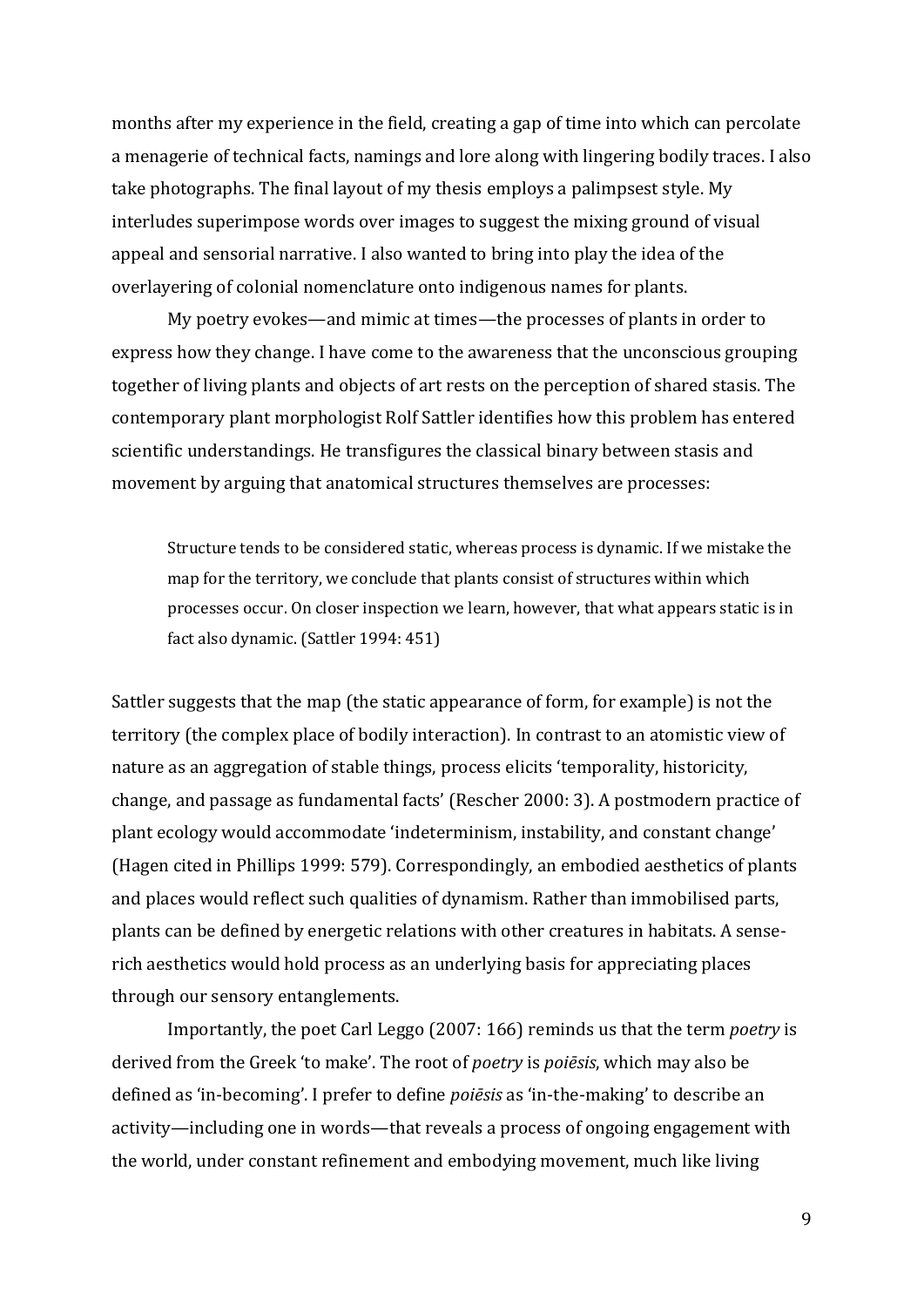months after my experience in the field, creating a gap of time into which can percolate a menagerie of technical facts, namings and lore along with lingering bodily traces. I also take photographs. The final layout of my thesis employs a palimpsest style. My interludes superimpose words over images to suggest the mixing ground of visual appeal and sensorial narrative. I also wanted to bring into play the idea of the overlayering of colonial nomenclature onto indigenous names for plants.

My poetry evokes—and mimic at times—the processes of plants in order to express how they change. I have come to the awareness that the unconscious grouping together of living plants and objects of art rests on the perception of shared stasis. The contemporary plant morphologist Rolf Sattler identifies how this problem has entered scientific understandings. He transfigures the classical binary between stasis and movement by arguing that anatomical structures themselves are processes:

> Structure tends to be considered static, whereas process is dynamic. If we mistake the map for the territory, we conclude that plants consist of structures within which processes occur. On closer inspection we learn, however, that what appears static is in fact also dynamic. (Sattler 1994: 451)

Sattler suggests that the map (the static appearance of form, for example) is not the territory (the complex place of bodily interaction). In contrast to an atomistic view of nature as an aggregation of stable things, process elicits 'temporality, historicity, change, and passage as fundamental facts' (Rescher 2000: 3). A postmodern practice of plant ecology would accommodate 'indeterminism, instability, and constant change' (Hagen cited in Phillips 1999: 579). Correspondingly, an embodied aesthetics of plants and places would reflect such qualities of dynamism. Rather than immobilised parts, plants can be defined by energetic relations with other creatures in habitats. A sense-rich aesthetics would hold process as an underlying basis for appreciating places through our sensory entanglements.

Importantly, the poet Carl Leggo (2007: 166) reminds us that the term *poetry* is derived from the Greek 'to make'. The root of *poetry* is *poiēsis*, which may also be defined as 'in-becoming'. I prefer to define *poiēsis* as 'in-the-making' to describe an activity—including one in words—that reveals a process of ongoing engagement with the world, under constant refinement and embodying movement, much like living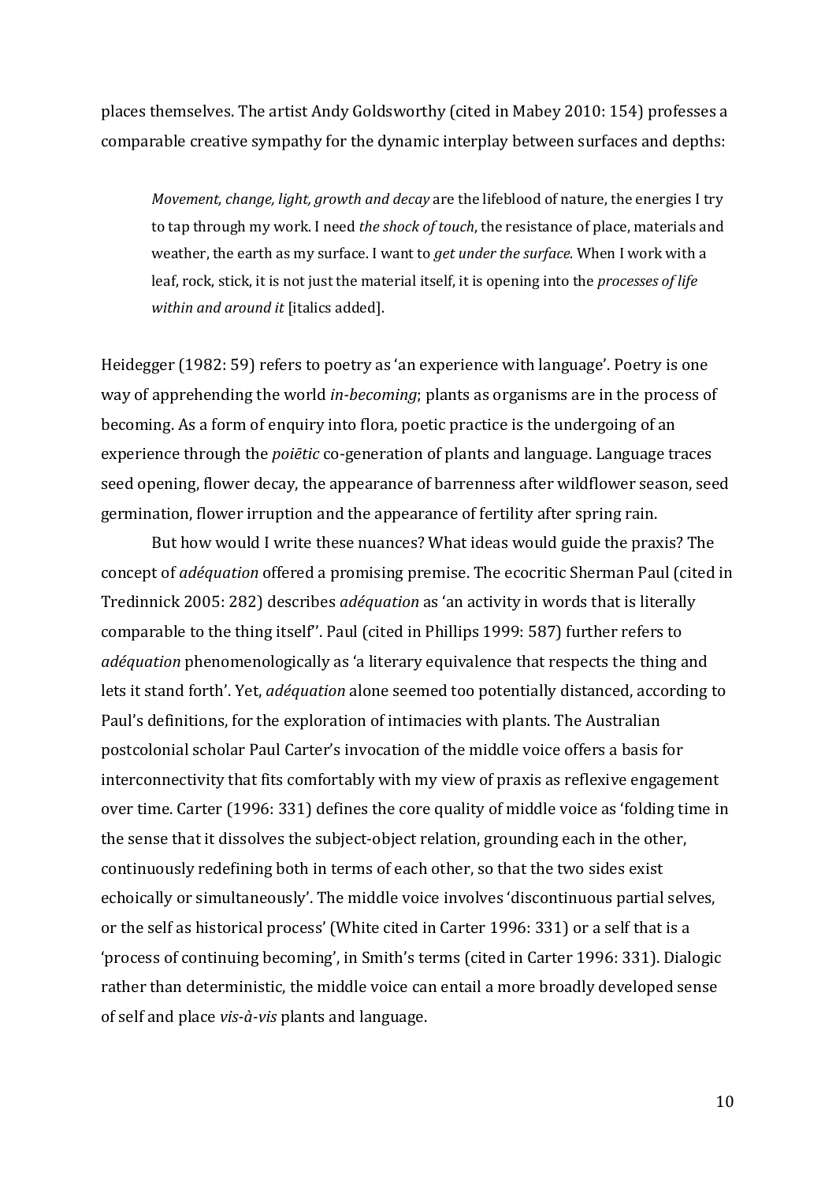places themselves. The artist Andy Goldsworthy (cited in Mabey 2010: 154) professes a comparable creative sympathy for the dynamic interplay between surfaces and depths:

> *Movement, change, light, growth and decay* are the lifeblood of nature, the energies I try to tap through my work. I need *the shock of touch*, the resistance of place, materials and weather, the earth as my surface. I want to *get under the surface*. When I work with a leaf, rock, stick, it is not just the material itself, it is opening into the *processes of life within and around it* [italics added].

Heidegger (1982: 59) refers to poetry as 'an experience with language'. Poetry is one way of apprehending the world *in-becoming*; plants as organisms are in the process of becoming. As a form of enquiry into flora, poetic practice is the undergoing of an experience through the *poiētic* co-generation of plants and language. Language traces seed opening, flower decay, the appearance of barrenness after wildflower season, seed germination, flower irruption and the appearance of fertility after spring rain.

But how would I write these nuances? What ideas would guide the praxis? The concept of *adéquation* offered a promising premise. The ecocritic Sherman Paul (cited in Tredinnick 2005: 282) describes *adéquation* as 'an activity in words that is literally comparable to the thing itself''. Paul (cited in Phillips 1999: 587) further refers to *adéquation* phenomenologically as 'a literary equivalence that respects the thing and lets it stand forth'. Yet, *adéquation* alone seemed too potentially distanced, according to Paul's definitions, for the exploration of intimacies with plants. The Australian postcolonial scholar Paul Carter's invocation of the middle voice offers a basis for interconnectivity that fits comfortably with my view of praxis as reflexive engagement over time. Carter (1996: 331) defines the core quality of middle voice as 'folding time in the sense that it dissolves the subject-object relation, grounding each in the other, continuously redefining both in terms of each other, so that the two sides exist echoically or simultaneously'. The middle voice involves 'discontinuous partial selves, or the self as historical process' (White cited in Carter 1996: 331) or a self that is a 'process of continuing becoming', in Smith's terms (cited in Carter 1996: 331). Dialogic rather than deterministic, the middle voice can entail a more broadly developed sense of self and place *vis-à-vis* plants and language.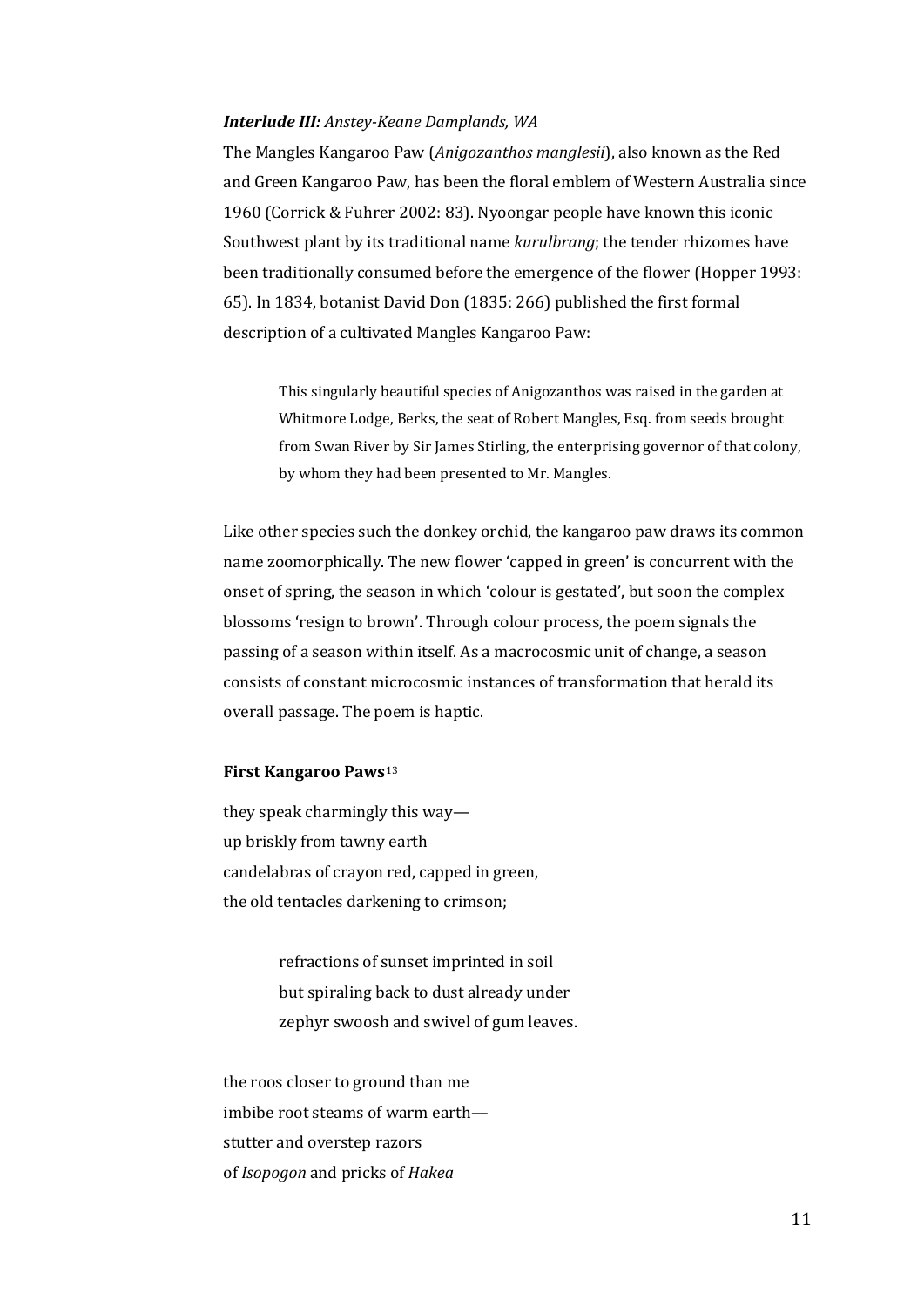***Interlude III:*** *Anstey-Keane Damplands, WA*

The Mangles Kangaroo Paw (*Anigozanthos manglesii*), also known as the Red and Green Kangaroo Paw, has been the floral emblem of Western Australia since 1960 (Corrick & Fuhrer 2002: 83). Nyoongar people have known this iconic Southwest plant by its traditional name *kurulbrang*; the tender rhizomes have been traditionally consumed before the emergence of the flower (Hopper 1993: 65). In 1834, botanist David Don (1835: 266) published the first formal description of a cultivated Mangles Kangaroo Paw:

> This singularly beautiful species of Anigozanthos was raised in the garden at Whitmore Lodge, Berks, the seat of Robert Mangles, Esq. from seeds brought from Swan River by Sir James Stirling, the enterprising governor of that colony, by whom they had been presented to Mr. Mangles.

Like other species such the donkey orchid, the kangaroo paw draws its common name zoomorphically. The new flower 'capped in green' is concurrent with the onset of spring, the season in which 'colour is gestated', but soon the complex blossoms 'resign to brown'. Through colour process, the poem signals the passing of a season within itself. As a macrocosmic unit of change, a season consists of constant microcosmic instances of transformation that herald its overall passage. The poem is haptic.

**First Kangaroo Paws**[13]

they speak charmingly this way—
up briskly from tawny earth
candelabras of crayon red, capped in green,
the old tentacles darkening to crimson;

> refractions of sunset imprinted in soil
> but spiraling back to dust already under
> zephyr swoosh and swivel of gum leaves.

the roos closer to ground than me
imbibe root steams of warm earth—
stutter and overstep razors
of *Isopogon* and pricks of *Hakea*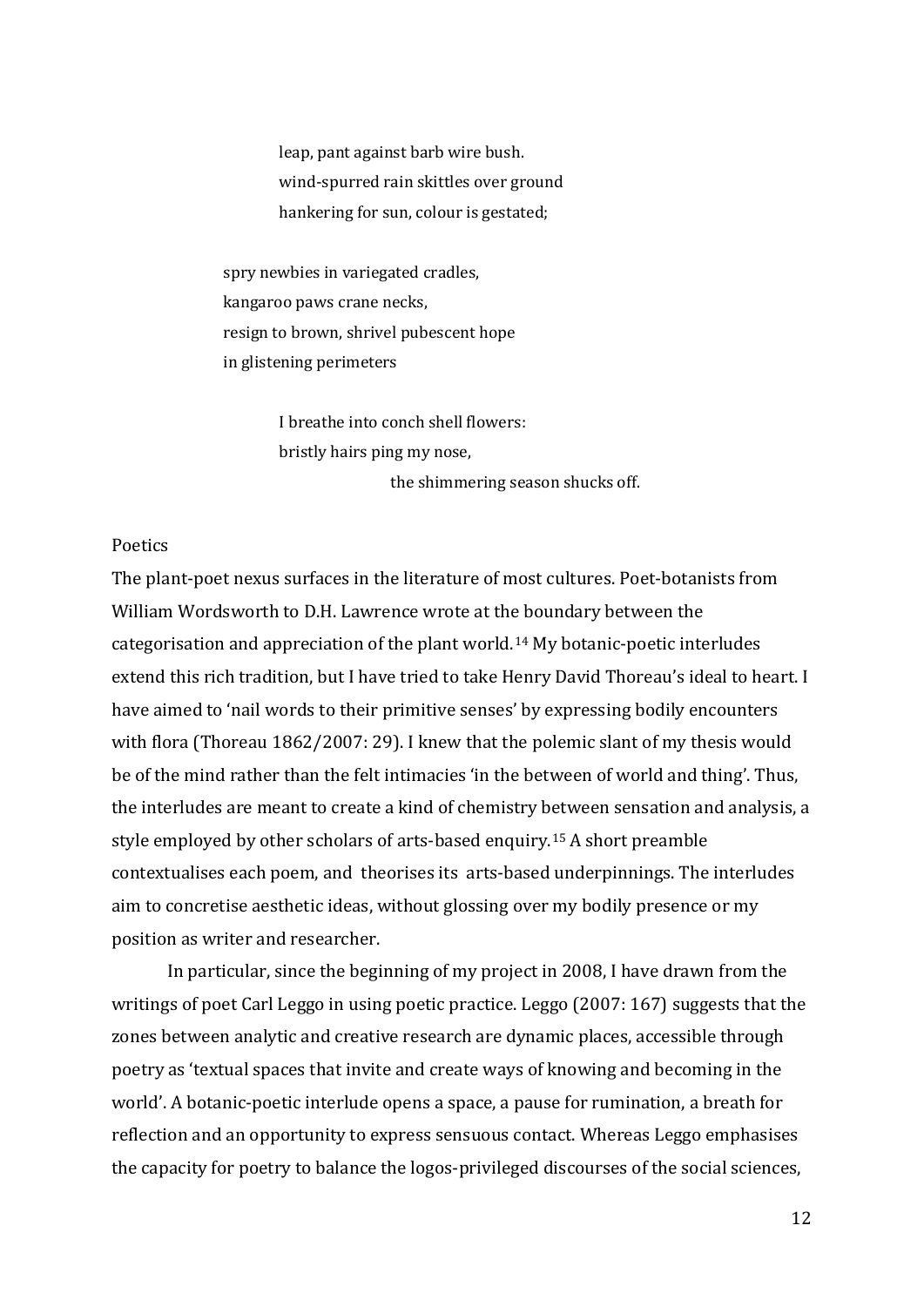leap, pant against barb wire bush.
wind-spurred rain skittles over ground
hankering for sun, colour is gestated;

spry newbies in variegated cradles,
kangaroo paws crane necks,
resign to brown, shrivel pubescent hope
in glistening perimeters

I breathe into conch shell flowers:
bristly hairs ping my nose,
the shimmering season shucks off.

Poetics

The plant-poet nexus surfaces in the literature of most cultures. Poet-botanists from William Wordsworth to D.H. Lawrence wrote at the boundary between the categorisation and appreciation of the plant world.[14] My botanic-poetic interludes extend this rich tradition, but I have tried to take Henry David Thoreau's ideal to heart. I have aimed to 'nail words to their primitive senses' by expressing bodily encounters with flora (Thoreau 1862/2007: 29). I knew that the polemic slant of my thesis would be of the mind rather than the felt intimacies 'in the between of world and thing'. Thus, the interludes are meant to create a kind of chemistry between sensation and analysis, a style employed by other scholars of arts-based enquiry.[15] A short preamble contextualises each poem, and theorises its arts-based underpinnings. The interludes aim to concretise aesthetic ideas, without glossing over my bodily presence or my position as writer and researcher.

In particular, since the beginning of my project in 2008, I have drawn from the writings of poet Carl Leggo in using poetic practice. Leggo (2007: 167) suggests that the zones between analytic and creative research are dynamic places, accessible through poetry as 'textual spaces that invite and create ways of knowing and becoming in the world'. A botanic-poetic interlude opens a space, a pause for rumination, a breath for reflection and an opportunity to express sensuous contact. Whereas Leggo emphasises the capacity for poetry to balance the logos-privileged discourses of the social sciences,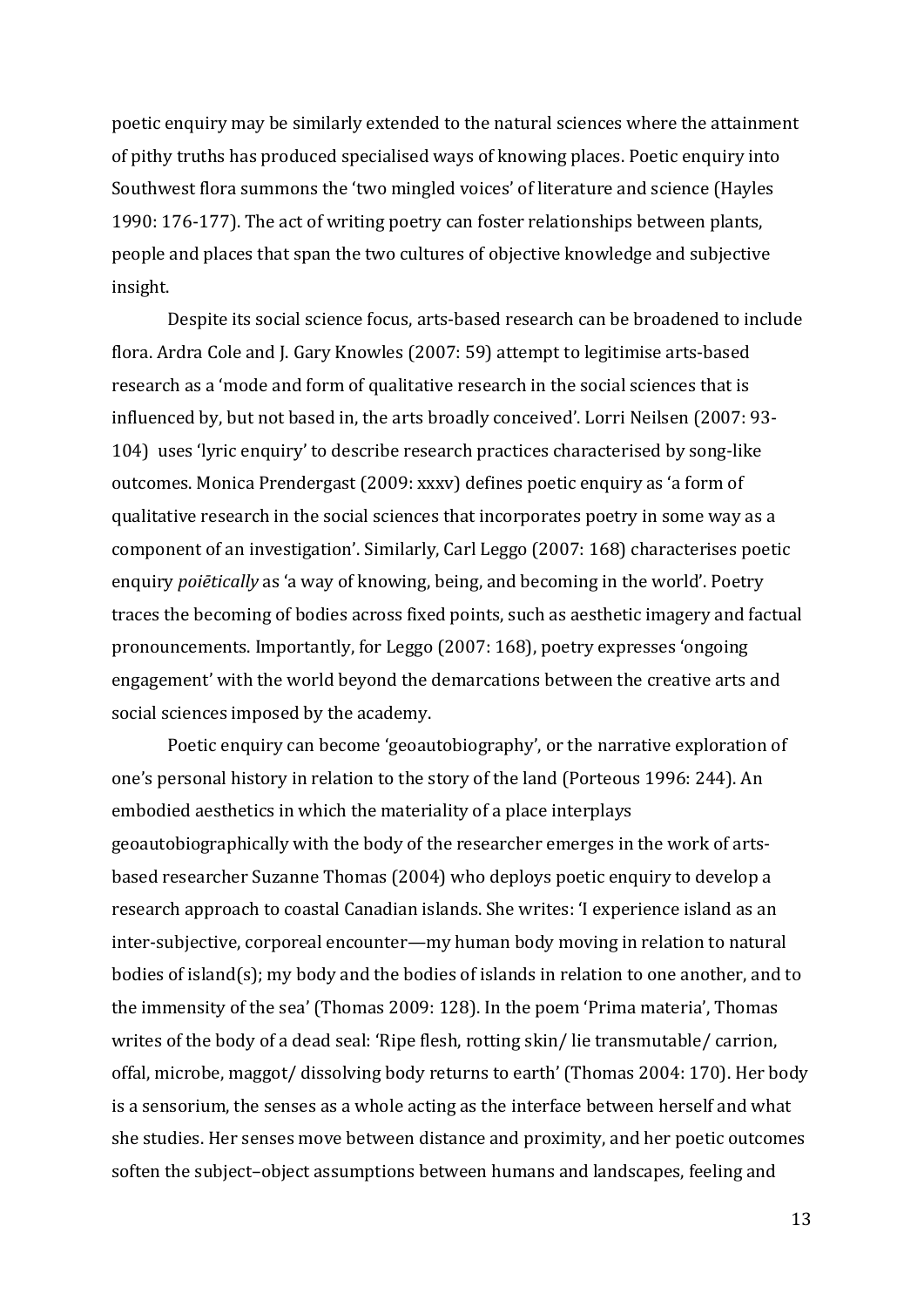poetic enquiry may be similarly extended to the natural sciences where the attainment of pithy truths has produced specialised ways of knowing places. Poetic enquiry into Southwest flora summons the 'two mingled voices' of literature and science (Hayles 1990: 176-177). The act of writing poetry can foster relationships between plants, people and places that span the two cultures of objective knowledge and subjective insight.

Despite its social science focus, arts-based research can be broadened to include flora. Ardra Cole and J. Gary Knowles (2007: 59) attempt to legitimise arts-based research as a 'mode and form of qualitative research in the social sciences that is influenced by, but not based in, the arts broadly conceived'. Lorri Neilsen (2007: 93-104) uses 'lyric enquiry' to describe research practices characterised by song-like outcomes. Monica Prendergast (2009: xxxv) defines poetic enquiry as 'a form of qualitative research in the social sciences that incorporates poetry in some way as a component of an investigation'. Similarly, Carl Leggo (2007: 168) characterises poetic enquiry *poiētically* as 'a way of knowing, being, and becoming in the world'. Poetry traces the becoming of bodies across fixed points, such as aesthetic imagery and factual pronouncements. Importantly, for Leggo (2007: 168), poetry expresses 'ongoing engagement' with the world beyond the demarcations between the creative arts and social sciences imposed by the academy.

Poetic enquiry can become 'geoautobiography', or the narrative exploration of one's personal history in relation to the story of the land (Porteous 1996: 244). An embodied aesthetics in which the materiality of a place interplays geoautobiographically with the body of the researcher emerges in the work of arts-based researcher Suzanne Thomas (2004) who deploys poetic enquiry to develop a research approach to coastal Canadian islands. She writes: 'I experience island as an inter-subjective, corporeal encounter—my human body moving in relation to natural bodies of island(s); my body and the bodies of islands in relation to one another, and to the immensity of the sea' (Thomas 2009: 128). In the poem 'Prima materia', Thomas writes of the body of a dead seal: 'Ripe flesh, rotting skin/ lie transmutable/ carrion, offal, microbe, maggot/ dissolving body returns to earth' (Thomas 2004: 170). Her body is a sensorium, the senses as a whole acting as the interface between herself and what she studies. Her senses move between distance and proximity, and her poetic outcomes soften the subject–object assumptions between humans and landscapes, feeling and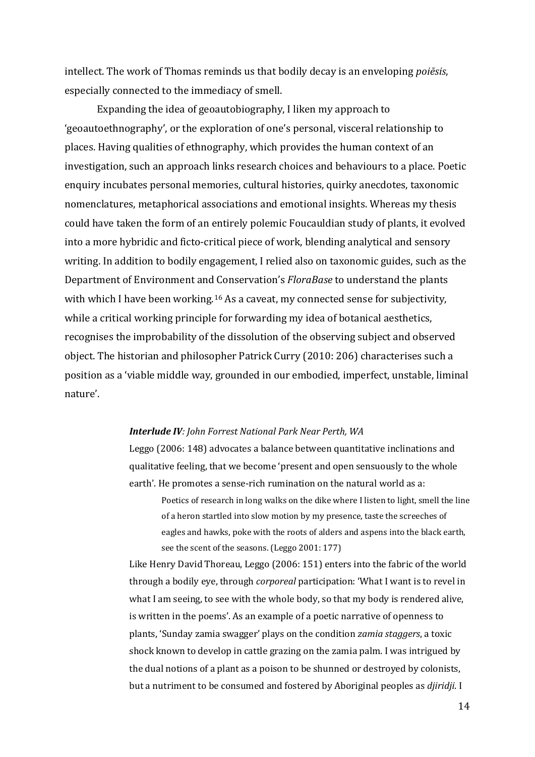intellect. The work of Thomas reminds us that bodily decay is an enveloping *poiēsis*, especially connected to the immediacy of smell.

Expanding the idea of geoautobiography, I liken my approach to 'geoautoethnography', or the exploration of one's personal, visceral relationship to places. Having qualities of ethnography, which provides the human context of an investigation, such an approach links research choices and behaviours to a place. Poetic enquiry incubates personal memories, cultural histories, quirky anecdotes, taxonomic nomenclatures, metaphorical associations and emotional insights. Whereas my thesis could have taken the form of an entirely polemic Foucauldian study of plants, it evolved into a more hybridic and ficto-critical piece of work, blending analytical and sensory writing. In addition to bodily engagement, I relied also on taxonomic guides, such as the Department of Environment and Conservation's *FloraBase* to understand the plants with which I have been working.[16] As a caveat, my connected sense for subjectivity, while a critical working principle for forwarding my idea of botanical aesthetics, recognises the improbability of the dissolution of the observing subject and observed object. The historian and philosopher Patrick Curry (2010: 206) characterises such a position as a 'viable middle way, grounded in our embodied, imperfect, unstable, liminal nature'.

> ***Interlude IV**: John Forrest National Park Near Perth, WA*
>
> Leggo (2006: 148) advocates a balance between quantitative inclinations and qualitative feeling, that we become 'present and open sensuously to the whole earth'. He promotes a sense-rich rumination on the natural world as a:
>
> > Poetics of research in long walks on the dike where I listen to light, smell the line of a heron startled into slow motion by my presence, taste the screeches of eagles and hawks, poke with the roots of alders and aspens into the black earth, see the scent of the seasons. (Leggo 2001: 177)
>
> Like Henry David Thoreau, Leggo (2006: 151) enters into the fabric of the world through a bodily eye, through *corporeal* participation: 'What I want is to revel in what I am seeing, to see with the whole body, so that my body is rendered alive, is written in the poems'. As an example of a poetic narrative of openness to plants, 'Sunday zamia swagger' plays on the condition *zamia staggers*, a toxic shock known to develop in cattle grazing on the zamia palm. I was intrigued by the dual notions of a plant as a poison to be shunned or destroyed by colonists, but a nutriment to be consumed and fostered by Aboriginal peoples as *djiridji*. I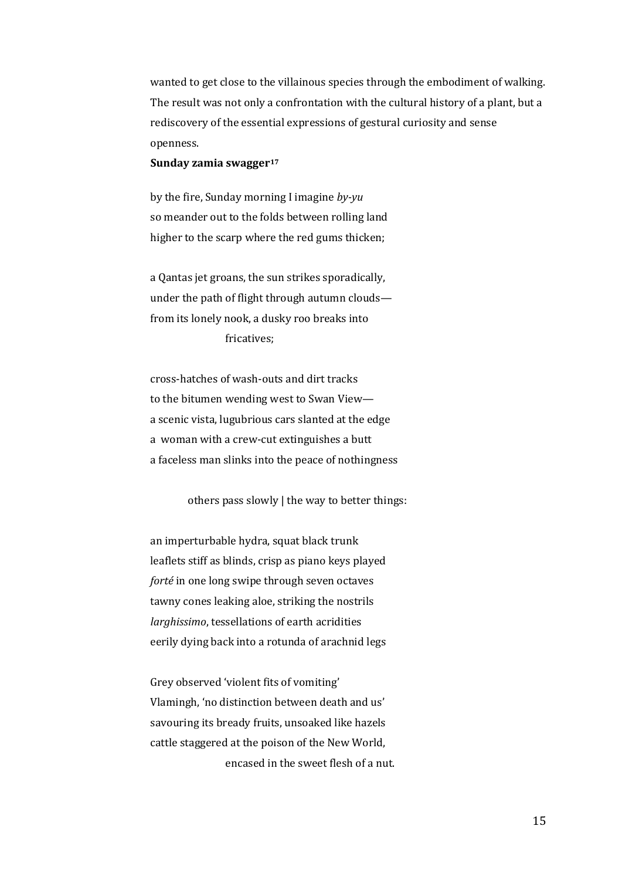wanted to get close to the villainous species through the embodiment of walking. The result was not only a confrontation with the cultural history of a plant, but a rediscovery of the essential expressions of gestural curiosity and sense openness.

**Sunday zamia swagger**[17]

by the fire, Sunday morning I imagine *by-yu*
so meander out to the folds between rolling land
higher to the scarp where the red gums thicken;

a Qantas jet groans, the sun strikes sporadically,
under the path of flight through autumn clouds—
from its lonely nook, a dusky roo breaks into
                    fricatives;

cross-hatches of wash-outs and dirt tracks
to the bitumen wending west to Swan View—
a scenic vista, lugubrious cars slanted at the edge
a woman with a crew-cut extinguishes a butt
a faceless man slinks into the peace of nothingness

        others pass slowly | the way to better things:

an imperturbable hydra, squat black trunk
leaflets stiff as blinds, crisp as piano keys played
*forté* in one long swipe through seven octaves
tawny cones leaking aloe, striking the nostrils
*larghissimo*, tessellations of earth acridities
eerily dying back into a rotunda of arachnid legs

Grey observed 'violent fits of vomiting'
Vlamingh, 'no distinction between death and us'
savouring its bready fruits, unsoaked like hazels
cattle staggered at the poison of the New World,
                    encased in the sweet flesh of a nut.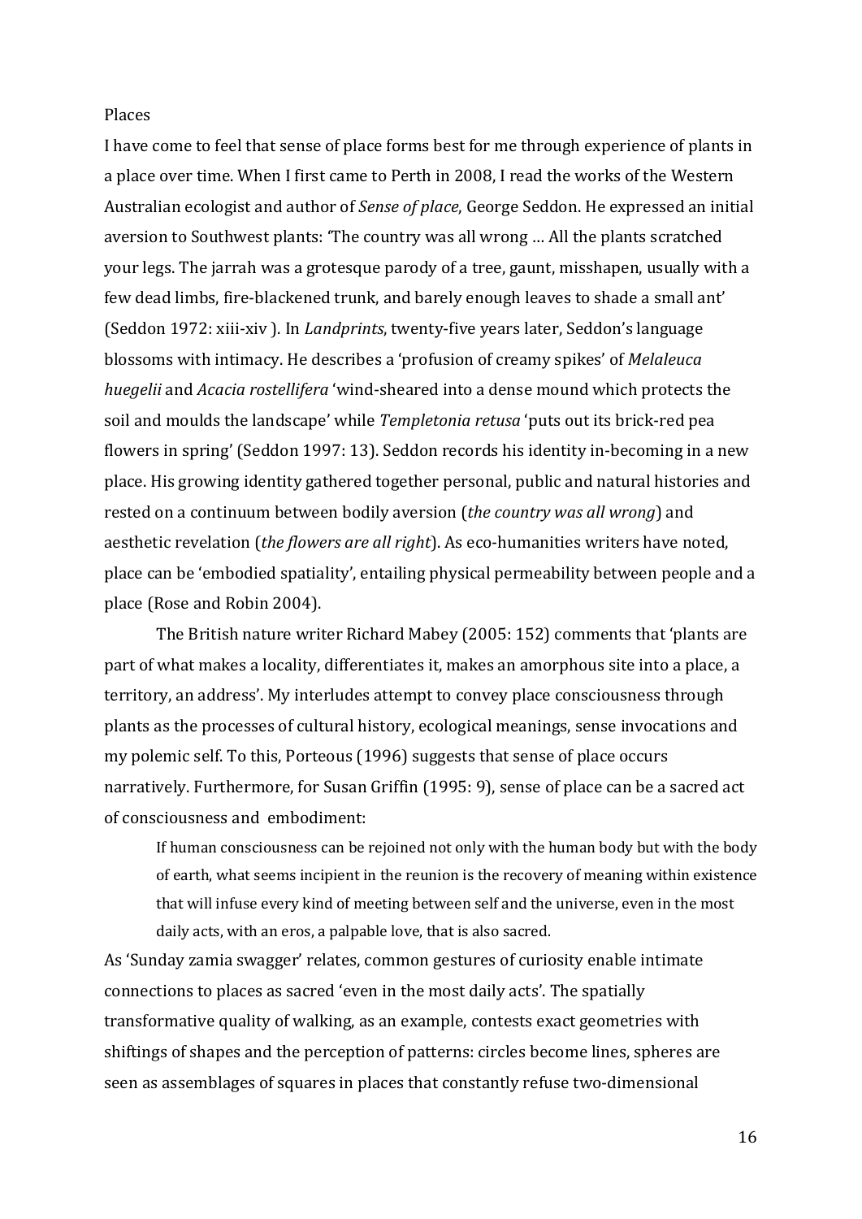Places

I have come to feel that sense of place forms best for me through experience of plants in a place over time. When I first came to Perth in 2008, I read the works of the Western Australian ecologist and author of *Sense of place*, George Seddon. He expressed an initial aversion to Southwest plants: 'The country was all wrong … All the plants scratched your legs. The jarrah was a grotesque parody of a tree, gaunt, misshapen, usually with a few dead limbs, fire-blackened trunk, and barely enough leaves to shade a small ant' (Seddon 1972: xiii-xiv ). In *Landprints*, twenty-five years later, Seddon's language blossoms with intimacy. He describes a 'profusion of creamy spikes' of *Melaleuca huegelii* and *Acacia rostellifera* 'wind-sheared into a dense mound which protects the soil and moulds the landscape' while *Templetonia retusa* 'puts out its brick-red pea flowers in spring' (Seddon 1997: 13). Seddon records his identity in-becoming in a new place. His growing identity gathered together personal, public and natural histories and rested on a continuum between bodily aversion (*the country was all wrong*) and aesthetic revelation (*the flowers are all right*). As eco-humanities writers have noted, place can be 'embodied spatiality', entailing physical permeability between people and a place (Rose and Robin 2004).

The British nature writer Richard Mabey (2005: 152) comments that 'plants are part of what makes a locality, differentiates it, makes an amorphous site into a place, a territory, an address'. My interludes attempt to convey place consciousness through plants as the processes of cultural history, ecological meanings, sense invocations and my polemic self. To this, Porteous (1996) suggests that sense of place occurs narratively. Furthermore, for Susan Griffin (1995: 9), sense of place can be a sacred act of consciousness and embodiment:

> If human consciousness can be rejoined not only with the human body but with the body of earth, what seems incipient in the reunion is the recovery of meaning within existence that will infuse every kind of meeting between self and the universe, even in the most daily acts, with an eros, a palpable love, that is also sacred.

As 'Sunday zamia swagger' relates, common gestures of curiosity enable intimate connections to places as sacred 'even in the most daily acts'. The spatially transformative quality of walking, as an example, contests exact geometries with shiftings of shapes and the perception of patterns: circles become lines, spheres are seen as assemblages of squares in places that constantly refuse two-dimensional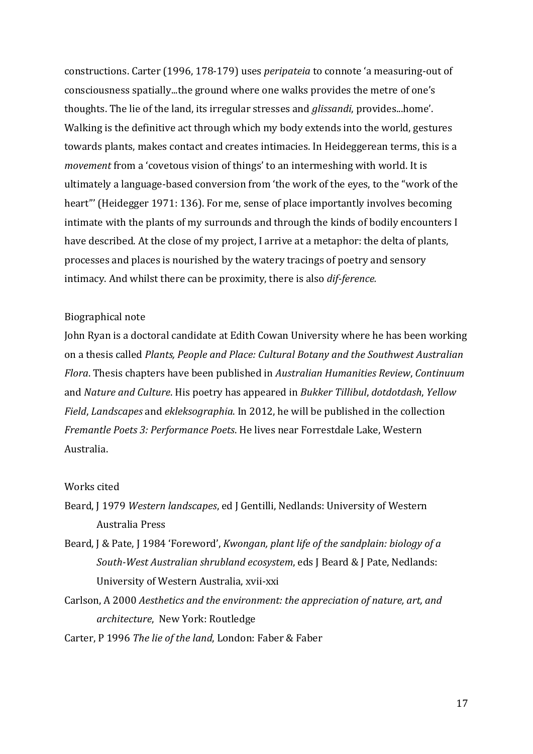constructions. Carter (1996, 178-179) uses *peripateia* to connote 'a measuring-out of consciousness spatially...the ground where one walks provides the metre of one's thoughts. The lie of the land, its irregular stresses and *glissandi*, provides...home'. Walking is the definitive act through which my body extends into the world, gestures towards plants, makes contact and creates intimacies. In Heideggerean terms, this is a *movement* from a 'covetous vision of things' to an intermeshing with world. It is ultimately a language-based conversion from 'the work of the eyes, to the "work of the heart"' (Heidegger 1971: 136). For me, sense of place importantly involves becoming intimate with the plants of my surrounds and through the kinds of bodily encounters I have described. At the close of my project, I arrive at a metaphor: the delta of plants, processes and places is nourished by the watery tracings of poetry and sensory intimacy. And whilst there can be proximity, there is also *dif-ference.*

Biographical note

John Ryan is a doctoral candidate at Edith Cowan University where he has been working on a thesis called *Plants, People and Place: Cultural Botany and the Southwest Australian Flora*. Thesis chapters have been published in *Australian Humanities Review*, *Continuum* and *Nature and Culture*. His poetry has appeared in *Bukker Tillibul*, *dotdotdash*, *Yellow Field*, *Landscapes* and *ekleksographia*. In 2012, he will be published in the collection *Fremantle Poets 3: Performance Poets*. He lives near Forrestdale Lake, Western Australia.

Works cited

Beard, J 1979 *Western landscapes*, ed J Gentilli, Nedlands: University of Western Australia Press

Beard, J & Pate, J 1984 'Foreword', *Kwongan, plant life of the sandplain: biology of a South-West Australian shrubland ecosystem*, eds J Beard & J Pate, Nedlands: University of Western Australia, xvii-xxi

Carlson, A 2000 *Aesthetics and the environment: the appreciation of nature, art, and architecture*, New York: Routledge

Carter, P 1996 *The lie of the land*, London: Faber & Faber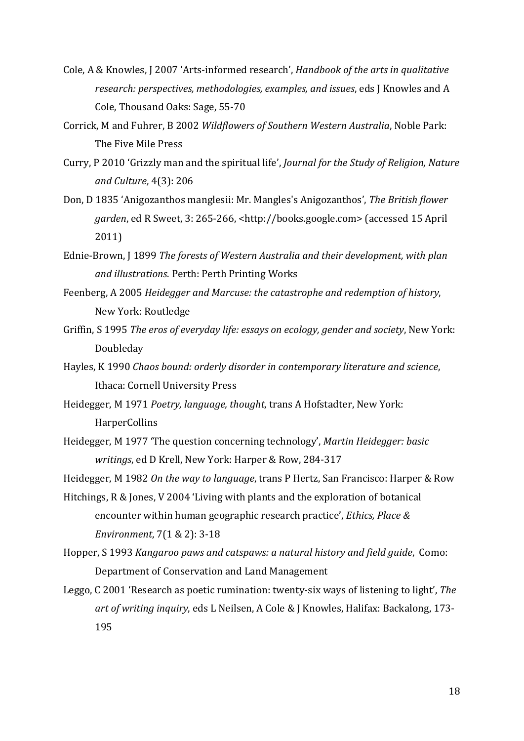Cole, A & Knowles, J 2007 'Arts-informed research', *Handbook of the arts in qualitative research: perspectives, methodologies, examples, and issues*, eds J Knowles and A Cole, Thousand Oaks: Sage, 55-70

Corrick, M and Fuhrer, B 2002 *Wildflowers of Southern Western Australia*, Noble Park: The Five Mile Press

Curry, P 2010 'Grizzly man and the spiritual life', *Journal for the Study of Religion, Nature and Culture*, 4(3): 206

Don, D 1835 'Anigozanthos manglesii: Mr. Mangles's Anigozanthos', *The British flower garden*, ed R Sweet, 3: 265-266, <http://books.google.com> (accessed 15 April 2011)

Ednie-Brown, J 1899 *The forests of Western Australia and their development, with plan and illustrations*. Perth: Perth Printing Works

Feenberg, A 2005 *Heidegger and Marcuse: the catastrophe and redemption of history*, New York: Routledge

Griffin, S 1995 *The eros of everyday life: essays on ecology, gender and society*, New York: Doubleday

Hayles, K 1990 *Chaos bound: orderly disorder in contemporary literature and science*, Ithaca: Cornell University Press

Heidegger, M 1971 *Poetry, language, thought*, trans A Hofstadter, New York: HarperCollins

Heidegger, M 1977 'The question concerning technology', *Martin Heidegger: basic writings*, ed D Krell, New York: Harper & Row, 284-317

Heidegger, M 1982 *On the way to language*, trans P Hertz, San Francisco: Harper & Row

Hitchings, R & Jones, V 2004 'Living with plants and the exploration of botanical encounter within human geographic research practice', *Ethics, Place & Environment*, 7(1 & 2): 3-18

Hopper, S 1993 *Kangaroo paws and catspaws: a natural history and field guide*, Como: Department of Conservation and Land Management

Leggo, C 2001 'Research as poetic rumination: twenty-six ways of listening to light', *The art of writing inquiry*, eds L Neilsen, A Cole & J Knowles, Halifax: Backalong, 173-195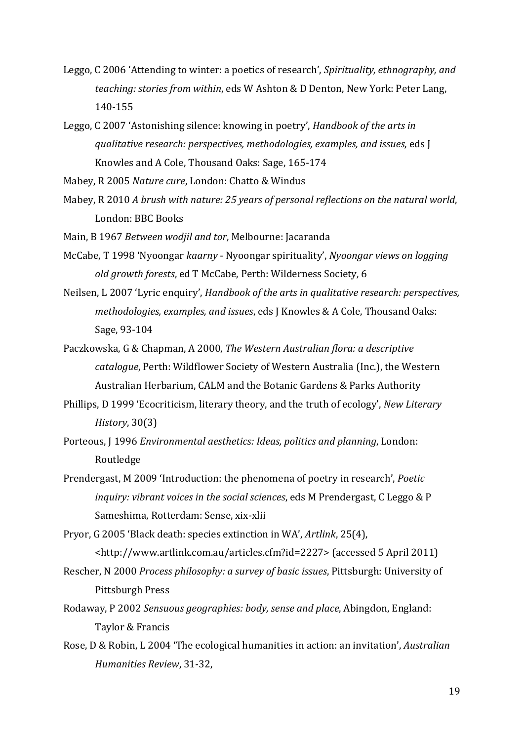Leggo, C 2006 'Attending to winter: a poetics of research', *Spirituality, ethnography, and teaching: stories from within*, eds W Ashton & D Denton, New York: Peter Lang, 140-155

Leggo, C 2007 'Astonishing silence: knowing in poetry', *Handbook of the arts in qualitative research: perspectives, methodologies, examples, and issues*, eds J Knowles and A Cole, Thousand Oaks: Sage, 165-174

Mabey, R 2005 *Nature cure*, London: Chatto & Windus

Mabey, R 2010 *A brush with nature: 25 years of personal reflections on the natural world*, London: BBC Books

Main, B 1967 *Between wodjil and tor*, Melbourne: Jacaranda

McCabe, T 1998 'Nyoongar *kaarny* - Nyoongar spirituality', *Nyoongar views on logging old growth forests*, ed T McCabe, Perth: Wilderness Society, 6

Neilsen, L 2007 'Lyric enquiry', *Handbook of the arts in qualitative research: perspectives, methodologies, examples, and issues*, eds J Knowles & A Cole, Thousand Oaks: Sage, 93-104

Paczkowska, G & Chapman, A 2000, *The Western Australian flora: a descriptive catalogue*, Perth: Wildflower Society of Western Australia (Inc.), the Western Australian Herbarium, CALM and the Botanic Gardens & Parks Authority

Phillips, D 1999 'Ecocriticism, literary theory, and the truth of ecology', *New Literary History*, 30(3)

Porteous, J 1996 *Environmental aesthetics: Ideas, politics and planning*, London: Routledge

Prendergast, M 2009 'Introduction: the phenomena of poetry in research', *Poetic inquiry: vibrant voices in the social sciences*, eds M Prendergast, C Leggo & P Sameshima, Rotterdam: Sense, xix-xlii

Pryor, G 2005 'Black death: species extinction in WA', *Artlink*, 25(4), <http://www.artlink.com.au/articles.cfm?id=2227> (accessed 5 April 2011)

Rescher, N 2000 *Process philosophy: a survey of basic issues*, Pittsburgh: University of Pittsburgh Press

Rodaway, P 2002 *Sensuous geographies: body, sense and place*, Abingdon, England: Taylor & Francis

Rose, D & Robin, L 2004 'The ecological humanities in action: an invitation', *Australian Humanities Review*, 31-32,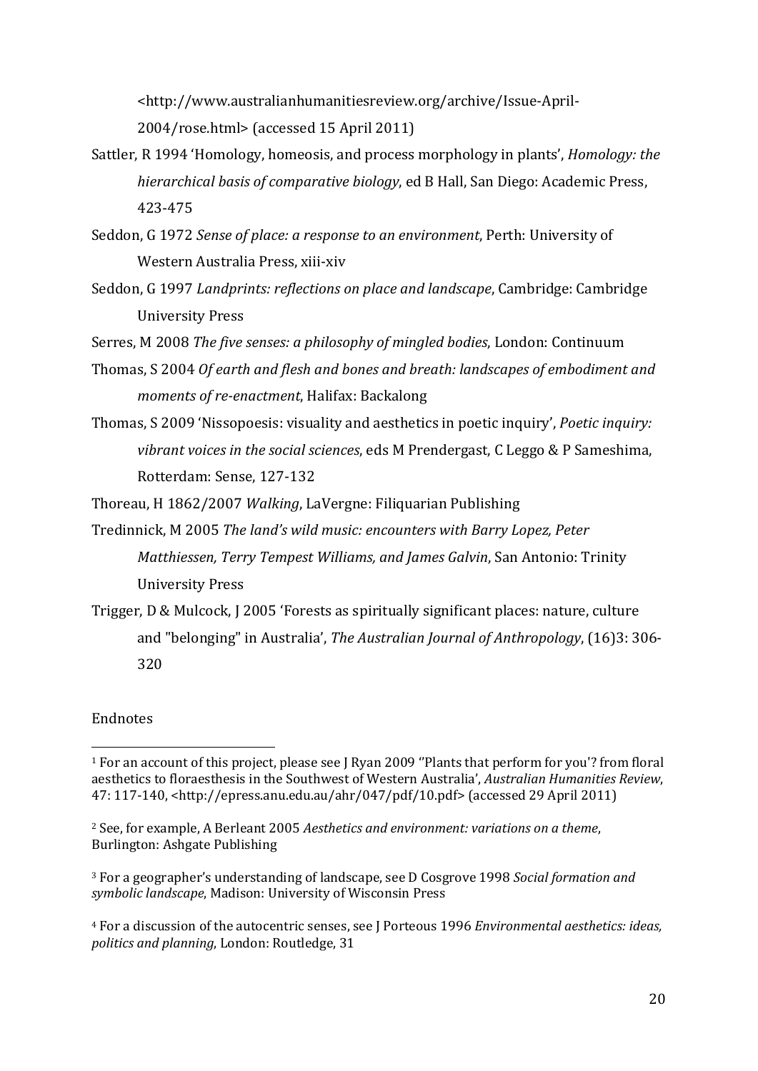<http://www.australianhumanitiesreview.org/archive/Issue-April-2004/rose.html> (accessed 15 April 2011)

Sattler, R 1994 'Homology, homeosis, and process morphology in plants', *Homology: the hierarchical basis of comparative biology*, ed B Hall, San Diego: Academic Press, 423-475

Seddon, G 1972 *Sense of place: a response to an environment*, Perth: University of Western Australia Press, xiii-xiv

Seddon, G 1997 *Landprints: reflections on place and landscape*, Cambridge: Cambridge University Press

Serres, M 2008 *The five senses: a philosophy of mingled bodies*, London: Continuum

Thomas, S 2004 *Of earth and flesh and bones and breath: landscapes of embodiment and moments of re-enactment*, Halifax: Backalong

Thomas, S 2009 'Nissopoesis: visuality and aesthetics in poetic inquiry', *Poetic inquiry: vibrant voices in the social sciences*, eds M Prendergast, C Leggo & P Sameshima, Rotterdam: Sense, 127-132

Thoreau, H 1862/2007 *Walking*, LaVergne: Filiquarian Publishing

Tredinnick, M 2005 *The land's wild music: encounters with Barry Lopez, Peter Matthiessen, Terry Tempest Williams, and James Galvin*, San Antonio: Trinity University Press

Trigger, D & Mulcock, J 2005 'Forests as spiritually significant places: nature, culture and "belonging" in Australia', *The Australian Journal of Anthropology*, (16)3: 306-320

Endnotes

[1] For an account of this project, please see J Ryan 2009 ''Plants that perform for you'? from floral aesthetics to floraesthesis in the Southwest of Western Australia', *Australian Humanities Review*, 47: 117-140, <http://epress.anu.edu.au/ahr/047/pdf/10.pdf> (accessed 29 April 2011)

[2] See, for example, A Berleant 2005 *Aesthetics and environment: variations on a theme*, Burlington: Ashgate Publishing

[3] For a geographer's understanding of landscape, see D Cosgrove 1998 *Social formation and symbolic landscape*, Madison: University of Wisconsin Press

[4] For a discussion of the autocentric senses, see J Porteous 1996 *Environmental aesthetics: ideas, politics and planning*, London: Routledge, 31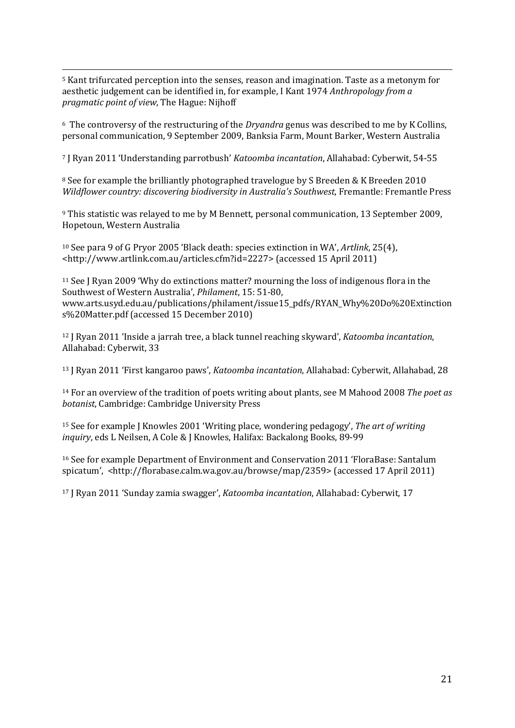[5] Kant trifurcated perception into the senses, reason and imagination. Taste as a metonym for aesthetic judgement can be identified in, for example, I Kant 1974 *Anthropology from a pragmatic point of view*, The Hague: Nijhoff

[6] The controversy of the restructuring of the *Dryandra* genus was described to me by K Collins, personal communication, 9 September 2009, Banksia Farm, Mount Barker, Western Australia

[7] J Ryan 2011 'Understanding parrotbush' *Katoomba incantation*, Allahabad: Cyberwit, 54-55

[8] See for example the brilliantly photographed travelogue by S Breeden & K Breeden 2010 *Wildflower country: discovering biodiversity in Australia's Southwest*, Fremantle: Fremantle Press

[9] This statistic was relayed to me by M Bennett, personal communication, 13 September 2009, Hopetoun, Western Australia

[10] See para 9 of G Pryor 2005 'Black death: species extinction in WA', *Artlink*, 25(4), <http://www.artlink.com.au/articles.cfm?id=2227> (accessed 15 April 2011)

[11] See J Ryan 2009 'Why do extinctions matter? mourning the loss of indigenous flora in the Southwest of Western Australia', *Philament*, 15: 51-80, www.arts.usyd.edu.au/publications/philament/issue15_pdfs/RYAN_Why%20Do%20Extinctions%20Matter.pdf (accessed 15 December 2010)

[12] J Ryan 2011 'Inside a jarrah tree, a black tunnel reaching skyward', *Katoomba incantation*, Allahabad: Cyberwit, 33

[13] J Ryan 2011 'First kangaroo paws', *Katoomba incantation*, Allahabad: Cyberwit, Allahabad, 28

[14] For an overview of the tradition of poets writing about plants, see M Mahood 2008 *The poet as botanist*, Cambridge: Cambridge University Press

[15] See for example J Knowles 2001 'Writing place, wondering pedagogy', *The art of writing inquiry*, eds L Neilsen, A Cole & J Knowles, Halifax: Backalong Books, 89-99

[16] See for example Department of Environment and Conservation 2011 'FloraBase: Santalum spicatum', <http://florabase.calm.wa.gov.au/browse/map/2359> (accessed 17 April 2011)

[17] J Ryan 2011 'Sunday zamia swagger', *Katoomba incantation*, Allahabad: Cyberwit, 17